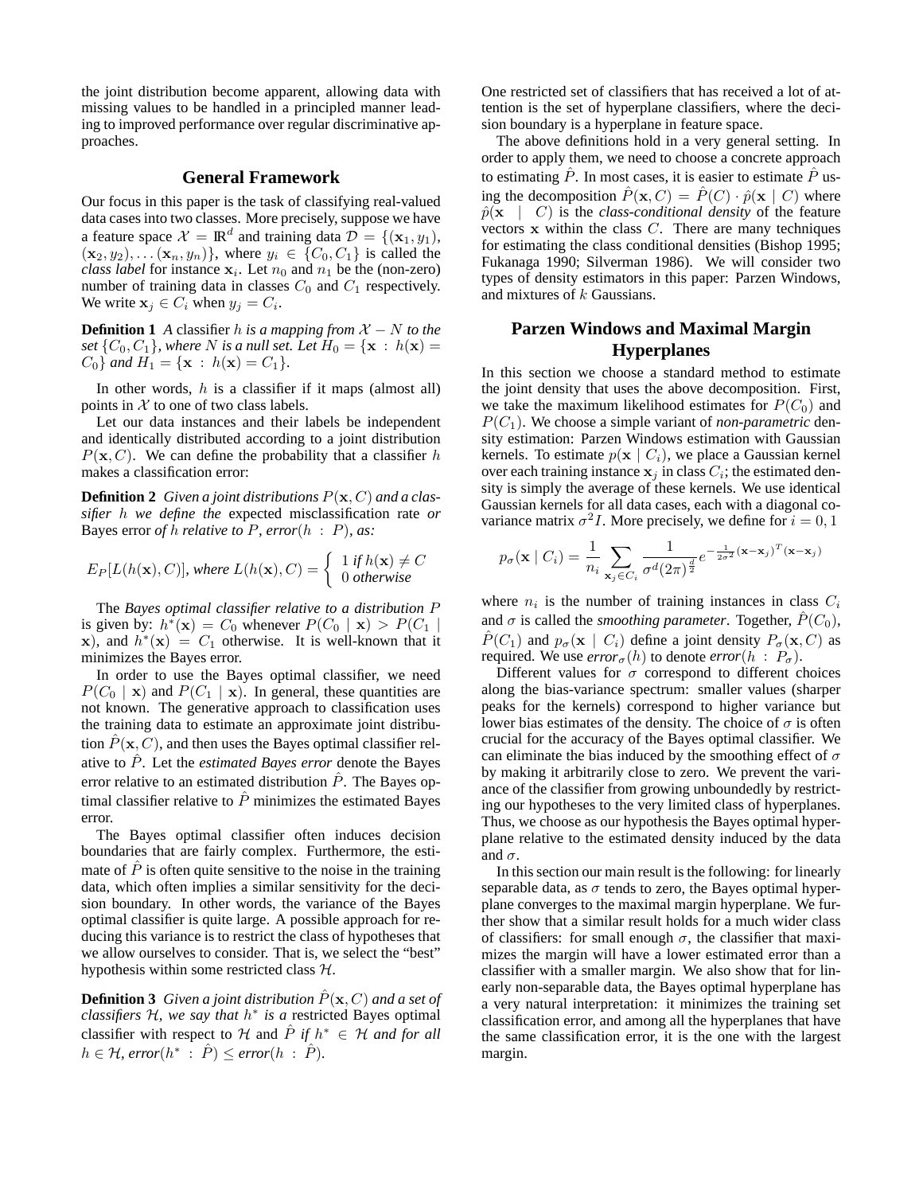the joint distribution become apparent, allowing data with missing values to be handled in a principled manner leading to improved performance over regular discriminative approaches.

## General Framework

Our focus in this paper is the task of classifying real-valued data cases into two classes. More precisely, suppose we have a feature space $\mathcal{X} = \mathbb{R}^d$ and training data $\mathcal{D} = \{(\mathbf{x}_1, y_1), (\mathbf{x}_2, y_2), \ldots (\mathbf{x}_n, y_n)\}$, where $y_i \in \{C_0, C_1\}$ is called the *class label* for instance $\mathbf{x}_i$. Let $n_0$ and $n_1$ be the (non-zero) number of training data in classes $C_0$ and $C_1$ respectively. We write $\mathbf{x}_j \in C_i$ when $y_j = C_i$.

**Definition 1** *A* classifier $h$ *is a mapping from $\mathcal{X} - N$ to the set $\{C_0, C_1\}$, where $N$ is a null set. Let $H_0 = \{\mathbf{x} : h(\mathbf{x}) = C_0\}$ and $H_1 = \{\mathbf{x} : h(\mathbf{x}) = C_1\}$.*

In other words, $h$ is a classifier if it maps (almost all) points in $\mathcal{X}$ to one of two class labels.

Let our data instances and their labels be independent and identically distributed according to a joint distribution $P(\mathbf{x}, C)$. We can define the probability that a classifier $h$ makes a classification error:

**Definition 2** *Given a joint distributions $P(\mathbf{x}, C)$ and a classifier $h$ we define the* expected misclassification rate *or* Bayes error *of $h$ relative to $P$, error$(h : P)$, as:*

$$E_P[L(h(\mathbf{x}), C)], \text{ where } L(h(\mathbf{x}), C) = \begin{cases} 1 \text{ if } h(\mathbf{x}) \neq C \\ 0 \text{ otherwise} \end{cases}$$

The *Bayes optimal classifier relative to a distribution $P$* is given by: $h^*(\mathbf{x}) = C_0$ whenever $P(C_0 \mid \mathbf{x}) > P(C_1 \mid \mathbf{x})$, and $h^*(\mathbf{x}) = C_1$ otherwise. It is well-known that it minimizes the Bayes error.

In order to use the Bayes optimal classifier, we need $P(C_0 \mid \mathbf{x})$ and $P(C_1 \mid \mathbf{x})$. In general, these quantities are not known. The generative approach to classification uses the training data to estimate an approximate joint distribution $\hat{P}(\mathbf{x}, C)$, and then uses the Bayes optimal classifier relative to $\hat{P}$. Let the *estimated Bayes error* denote the Bayes error relative to an estimated distribution $\hat{P}$. The Bayes optimal classifier relative to $\hat{P}$ minimizes the estimated Bayes error.

The Bayes optimal classifier often induces decision boundaries that are fairly complex. Furthermore, the estimate of $\hat{P}$ is often quite sensitive to the noise in the training data, which often implies a similar sensitivity for the decision boundary. In other words, the variance of the Bayes optimal classifier is quite large. A possible approach for reducing this variance is to restrict the class of hypotheses that we allow ourselves to consider. That is, we select the "best" hypothesis within some restricted class $\mathcal{H}$.

**Definition 3** *Given a joint distribution $\hat{P}(\mathbf{x}, C)$ and a set of classifiers $\mathcal{H}$, we say that $h^*$ is a* restricted Bayes optimal classifier with respect to $\mathcal{H}$ and $\hat{P}$ *if $h^* \in \mathcal{H}$ and for all $h \in \mathcal{H}$, error$(h^* : \hat{P}) \leq$ error$(h : \hat{P})$.*

One restricted set of classifiers that has received a lot of attention is the set of hyperplane classifiers, where the decision boundary is a hyperplane in feature space.

The above definitions hold in a very general setting. In order to apply them, we need to choose a concrete approach to estimating $\hat{P}$. In most cases, it is easier to estimate $\hat{P}$ using the decomposition $\hat{P}(\mathbf{x}, C) = \hat{P}(C) \cdot \hat{p}(\mathbf{x} \mid C)$ where $\hat{p}(\mathbf{x} \mid C)$ is the *class-conditional density* of the feature vectors $\mathbf{x}$ within the class $C$. There are many techniques for estimating the class conditional densities (Bishop 1995; Fukanaga 1990; Silverman 1986). We will consider two types of density estimators in this paper: Parzen Windows, and mixtures of $k$ Gaussians.

## Parzen Windows and Maximal Margin Hyperplanes

In this section we choose a standard method to estimate the joint density that uses the above decomposition. First, we take the maximum likelihood estimates for $P(C_0)$ and $P(C_1)$. We choose a simple variant of *non-parametric* density estimation: Parzen Windows estimation with Gaussian kernels. To estimate $p(\mathbf{x} \mid C_i)$, we place a Gaussian kernel over each training instance $\mathbf{x}_j$ in class $C_i$; the estimated density is simply the average of these kernels. We use identical Gaussian kernels for all data cases, each with a diagonal covariance matrix $\sigma^2 I$. More precisely, we define for $i = 0, 1$

$$p_\sigma(\mathbf{x} \mid C_i) = \frac{1}{n_i} \sum_{\mathbf{x}_j \in C_i} \frac{1}{\sigma^d (2\pi)^{\frac{d}{2}}} e^{-\frac{1}{2\sigma^2}(\mathbf{x}-\mathbf{x}_j)^T(\mathbf{x}-\mathbf{x}_j)}$$

where $n_i$ is the number of training instances in class $C_i$ and $\sigma$ is called the *smoothing parameter*. Together, $\hat{P}(C_0)$, $\hat{P}(C_1)$ and $p_\sigma(\mathbf{x} \mid C_i)$ define a joint density $P_\sigma(\mathbf{x}, C)$ as required. We use *error*$_\sigma(h)$ to denote *error*$(h : P_\sigma)$.

Different values for $\sigma$ correspond to different choices along the bias-variance spectrum: smaller values (sharper peaks for the kernels) correspond to higher variance but lower bias estimates of the density. The choice of $\sigma$ is often crucial for the accuracy of the Bayes optimal classifier. We can eliminate the bias induced by the smoothing effect of $\sigma$ by making it arbitrarily close to zero. We prevent the variance of the classifier from growing unboundedly by restricting our hypotheses to the very limited class of hyperplanes. Thus, we choose as our hypothesis the Bayes optimal hyperplane relative to the estimated density induced by the data and $\sigma$.

In this section our main result is the following: for linearly separable data, as $\sigma$ tends to zero, the Bayes optimal hyperplane converges to the maximal margin hyperplane. We further show that a similar result holds for a much wider class of classifiers: for small enough $\sigma$, the classifier that maximizes the margin will have a lower estimated error than a classifier with a smaller margin. We also show that for linearly non-separable data, the Bayes optimal hyperplane has a very natural interpretation: it minimizes the training set classification error, and among all the hyperplanes that have the same classification error, it is the one with the largest margin.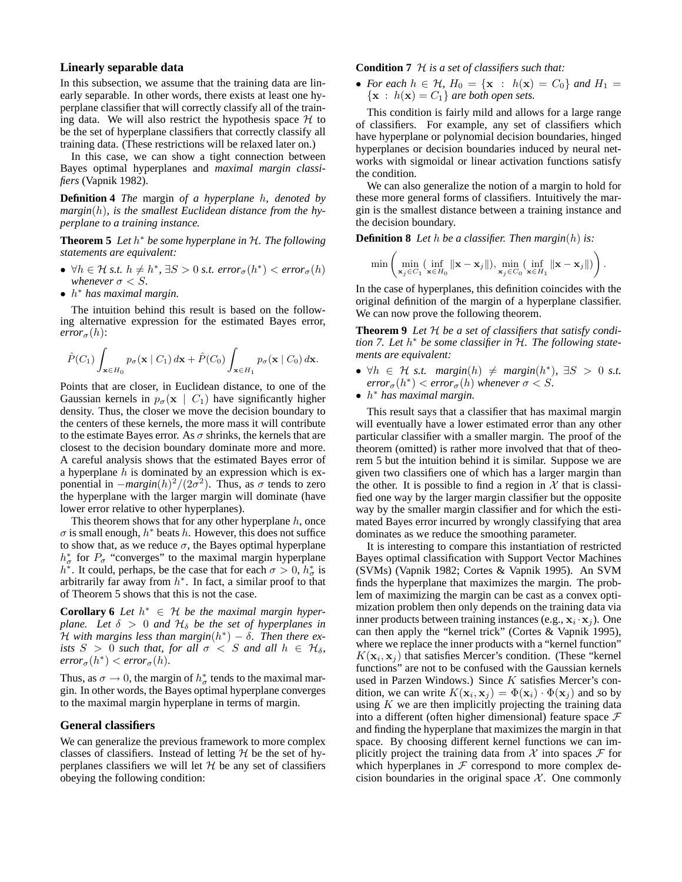### Linearly separable data

In this subsection, we assume that the training data are linearly separable. In other words, there exists at least one hyperplane classifier that will correctly classify all of the training data. We will also restrict the hypothesis space $\mathcal{H}$ to be the set of hyperplane classifiers that correctly classify all training data. (These restrictions will be relaxed later on.)

In this case, we can show a tight connection between Bayes optimal hyperplanes and *maximal margin classifiers* (Vapnik 1982).

**Definition 4** *The* margin *of a hyperplane $h$, denoted by margin$(h)$, is the smallest Euclidean distance from the hyperplane to a training instance.*

**Theorem 5** *Let $h^*$ be some hyperplane in $\mathcal{H}$. The following statements are equivalent:*

- *$\forall h \in \mathcal{H}$ s.t. $h \neq h^*$, $\exists S > 0$ s.t. error$_\sigma(h^*) <$ error$_\sigma(h)$ whenever $\sigma < S$.*
- *$h^*$ has maximal margin.*

The intuition behind this result is based on the following alternative expression for the estimated Bayes error, *error*$_\sigma(h)$:

$$\hat{P}(C_1) \int_{\mathbf{x} \in H_0} p_\sigma(\mathbf{x} \mid C_1)\, d\mathbf{x} + \hat{P}(C_0) \int_{\mathbf{x} \in H_1} p_\sigma(\mathbf{x} \mid C_0)\, d\mathbf{x}.$$

Points that are closer, in Euclidean distance, to one of the Gaussian kernels in $p_\sigma(\mathbf{x} \mid C_1)$ have significantly higher density. Thus, the closer we move the decision boundary to the centers of these kernels, the more mass it will contribute to the estimate Bayes error. As $\sigma$ shrinks, the kernels that are closest to the decision boundary dominate more and more. A careful analysis shows that the estimated Bayes error of a hyperplane $h$ is dominated by an expression which is exponential in $-margin(h)^2/(2\sigma^2)$. Thus, as $\sigma$ tends to zero the hyperplane with the larger margin will dominate (have lower error relative to other hyperplanes).

This theorem shows that for any other hyperplane $h$, once $\sigma$ is small enough, $h^*$ beats $h$. However, this does not suffice to show that, as we reduce $\sigma$, the Bayes optimal hyperplane $h^*_\sigma$ for $P_\sigma$ "converges" to the maximal margin hyperplane $h^*$. It could, perhaps, be the case that for each $\sigma > 0$, $h^*_\sigma$ is arbitrarily far away from $h^*$. In fact, a similar proof to that of Theorem 5 shows that this is not the case.

**Corollary 6** *Let $h^* \in \mathcal{H}$ be the maximal margin hyperplane. Let $\delta > 0$ and $\mathcal{H}_\delta$ be the set of hyperplanes in $\mathcal{H}$ with margins less than margin$(h^*) - \delta$. Then there exists $S > 0$ such that, for all $\sigma < S$ and all $h \in \mathcal{H}_\delta$, error$_\sigma(h^*) <$ error$_\sigma(h)$.*

Thus, as $\sigma \to 0$, the margin of $h^*_\sigma$ tends to the maximal margin. In other words, the Bayes optimal hyperplane converges to the maximal margin hyperplane in terms of margin.

### General classifiers

We can generalize the previous framework to more complex classes of classifiers. Instead of letting $\mathcal{H}$ be the set of hyperplanes classifiers we will let $\mathcal{H}$ be any set of classifiers obeying the following condition:

**Condition 7** *$\mathcal{H}$ is a set of classifiers such that:*

- *For each $h \in \mathcal{H}$, $H_0 = \{\mathbf{x} : h(\mathbf{x}) = C_0\}$ and $H_1 = \{\mathbf{x} : h(\mathbf{x}) = C_1\}$ are both open sets.*

This condition is fairly mild and allows for a large range of classifiers. For example, any set of classifiers which have hyperplane or polynomial decision boundaries, hinged hyperplanes or decision boundaries induced by neural networks with sigmoidal or linear activation functions satisfy the condition.

We can also generalize the notion of a margin to hold for these more general forms of classifiers. Intuitively the margin is the smallest distance between a training instance and the decision boundary.

**Definition 8** *Let $h$ be a classifier. Then margin$(h)$ is:*

$$\min\left(\min_{\mathbf{x}_j \in C_1}(\inf_{\mathbf{x} \in H_0} \|\mathbf{x} - \mathbf{x}_j\|), \min_{\mathbf{x}_j \in C_0}(\inf_{\mathbf{x} \in H_1} \|\mathbf{x} - \mathbf{x}_j\|)\right).$$

In the case of hyperplanes, this definition coincides with the original definition of the margin of a hyperplane classifier. We can now prove the following theorem.

**Theorem 9** *Let $\mathcal{H}$ be a set of classifiers that satisfy condition 7. Let $h^*$ be some classifier in $\mathcal{H}$. The following statements are equivalent:*

- *$\forall h \in \mathcal{H}$ s.t. margin$(h) \neq$ margin$(h^*)$, $\exists S > 0$ s.t. error$_\sigma(h^*) <$ error$_\sigma(h)$ whenever $\sigma < S$.*
- *$h^*$ has maximal margin.*

This result says that a classifier that has maximal margin will eventually have a lower estimated error than any other particular classifier with a smaller margin. The proof of the theorem (omitted) is rather more involved that that of theorem 5 but the intuition behind it is similar. Suppose we are given two classifiers one of which has a larger margin than the other. It is possible to find a region in $\mathcal{X}$ that is classified one way by the larger margin classifier but the opposite way by the smaller margin classifier and for which the estimated Bayes error incurred by wrongly classifying that area dominates as we reduce the smoothing parameter.

It is interesting to compare this instantiation of restricted Bayes optimal classification with Support Vector Machines (SVMs) (Vapnik 1982; Cortes & Vapnik 1995). An SVM finds the hyperplane that maximizes the margin. The problem of maximizing the margin can be cast as a convex optimization problem then only depends on the training data via inner products between training instances (e.g., $\mathbf{x}_i \cdot \mathbf{x}_j$). One can then apply the "kernel trick" (Cortes & Vapnik 1995), where we replace the inner products with a "kernel function" $K(\mathbf{x}_i, \mathbf{x}_j)$ that satisfies Mercer's condition. (These "kernel functions" are not to be confused with the Gaussian kernels used in Parzen Windows.) Since $K$ satisfies Mercer's condition, we can write $K(\mathbf{x}_i, \mathbf{x}_j) = \Phi(\mathbf{x}_i) \cdot \Phi(\mathbf{x}_j)$ and so by using $K$ we are then implicitly projecting the training data into a different (often higher dimensional) feature space $\mathcal{F}$ and finding the hyperplane that maximizes the margin in that space. By choosing different kernel functions we can implicitly project the training data from $\mathcal{X}$ into spaces $\mathcal{F}$ for which hyperplanes in $\mathcal{F}$ correspond to more complex decision boundaries in the original space $\mathcal{X}$. One commonly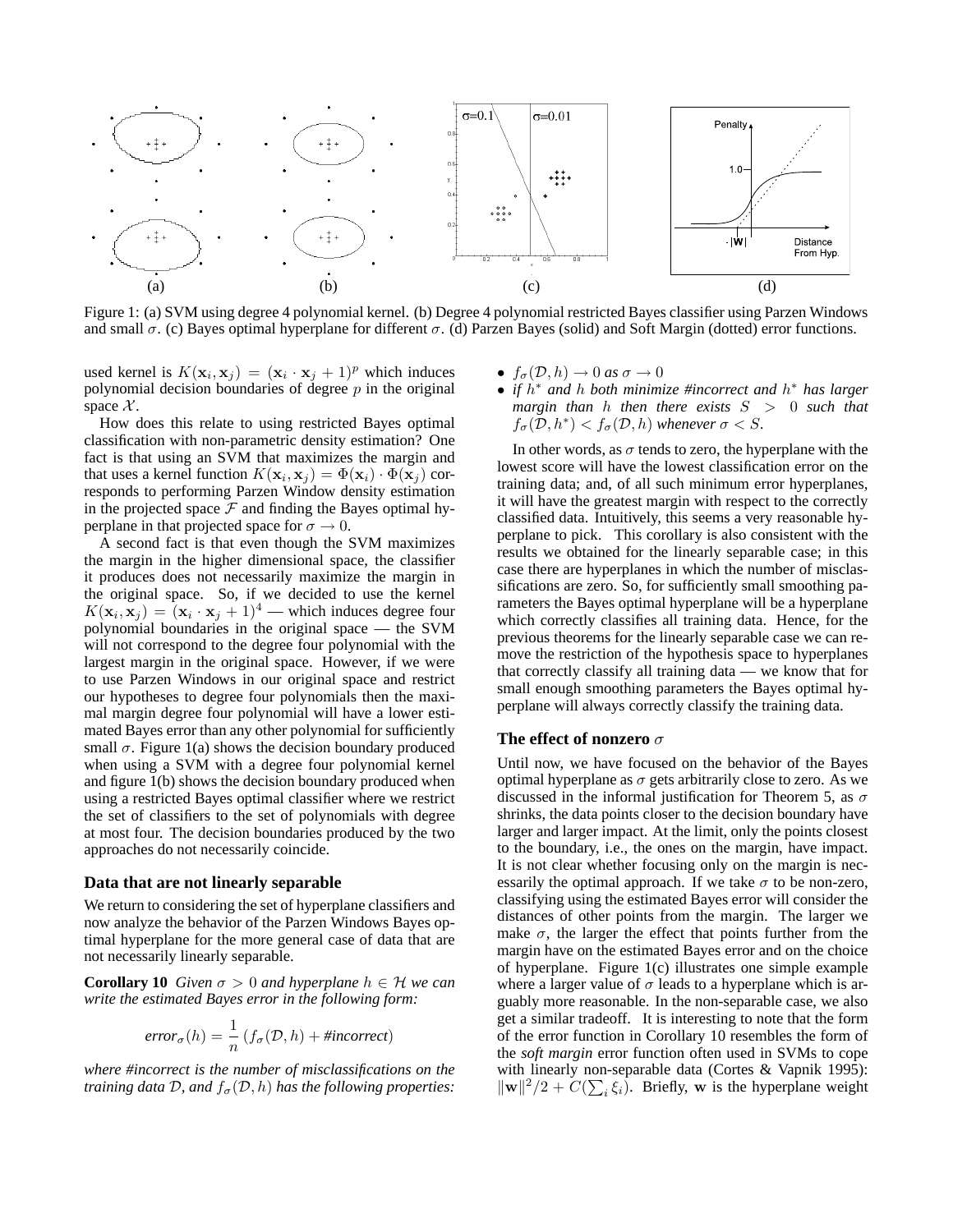Figure 1: (a) SVM using degree 4 polynomial kernel. (b) Degree 4 polynomial restricted Bayes classifier using Parzen Windows and small $\sigma$. (c) Bayes optimal hyperplane for different $\sigma$. (d) Parzen Bayes (solid) and Soft Margin (dotted) error functions.

used kernel is $K(\mathbf{x}_i, \mathbf{x}_j) = (\mathbf{x}_i \cdot \mathbf{x}_j + 1)^p$ which induces polynomial decision boundaries of degree $p$ in the original space $\mathcal{X}$.

How does this relate to using restricted Bayes optimal classification with non-parametric density estimation? One fact is that using an SVM that maximizes the margin and that uses a kernel function $K(\mathbf{x}_i, \mathbf{x}_j) = \Phi(\mathbf{x}_i) \cdot \Phi(\mathbf{x}_j)$ corresponds to performing Parzen Window density estimation in the projected space $\mathcal{F}$ and finding the Bayes optimal hyperplane in that projected space for $\sigma \to 0$.

A second fact is that even though the SVM maximizes the margin in the higher dimensional space, the classifier it produces does not necessarily maximize the margin in the original space. So, if we decided to use the kernel $K(\mathbf{x}_i, \mathbf{x}_j) = (\mathbf{x}_i \cdot \mathbf{x}_j + 1)^4$ — which induces degree four polynomial boundaries in the original space — the SVM will not correspond to the degree four polynomial with the largest margin in the original space. However, if we were to use Parzen Windows in our original space and restrict our hypotheses to degree four polynomials then the maximal margin degree four polynomial will have a lower estimated Bayes error than any other polynomial for sufficiently small $\sigma$. Figure 1(a) shows the decision boundary produced when using a SVM with a degree four polynomial kernel and figure 1(b) shows the decision boundary produced when using a restricted Bayes optimal classifier where we restrict the set of classifiers to the set of polynomials with degree at most four. The decision boundaries produced by the two approaches do not necessarily coincide.

### Data that are not linearly separable

We return to considering the set of hyperplane classifiers and now analyze the behavior of the Parzen Windows Bayes optimal hyperplane for the more general case of data that are not necessarily linearly separable.

**Corollary 10** *Given $\sigma > 0$ and hyperplane $h \in \mathcal{H}$ we can write the estimated Bayes error in the following form:*

$$error_\sigma(h) = \frac{1}{n}\left(f_\sigma(\mathcal{D}, h) + \#incorrect\right)$$

*where #incorrect is the number of misclassifications on the training data $\mathcal{D}$, and $f_\sigma(\mathcal{D}, h)$ has the following properties:*

- $f_\sigma(\mathcal{D}, h) \to 0$ *as* $\sigma \to 0$
- *if $h^*$ and $h$ both minimize #incorrect and $h^*$ has larger margin than $h$ then there exists $S > 0$ such that $f_\sigma(\mathcal{D}, h^*) < f_\sigma(\mathcal{D}, h)$ whenever $\sigma < S$.*

In other words, as $\sigma$ tends to zero, the hyperplane with the lowest score will have the lowest classification error on the training data; and, of all such minimum error hyperplanes, it will have the greatest margin with respect to the correctly classified data. Intuitively, this seems a very reasonable hyperplane to pick. This corollary is also consistent with the results we obtained for the linearly separable case; in this case there are hyperplanes in which the number of misclassifications are zero. So, for sufficiently small smoothing parameters the Bayes optimal hyperplane will be a hyperplane which correctly classifies all training data. Hence, for the previous theorems for the linearly separable case we can remove the restriction of the hypothesis space to hyperplanes that correctly classify all training data — we know that for small enough smoothing parameters the Bayes optimal hyperplane will always correctly classify the training data.

### The effect of nonzero $\sigma$

Until now, we have focused on the behavior of the Bayes optimal hyperplane as $\sigma$ gets arbitrarily close to zero. As we discussed in the informal justification for Theorem 5, as $\sigma$ shrinks, the data points closer to the decision boundary have larger and larger impact. At the limit, only the points closest to the boundary, i.e., the ones on the margin, have impact. It is not clear whether focusing only on the margin is necessarily the optimal approach. If we take $\sigma$ to be non-zero, classifying using the estimated Bayes error will consider the distances of other points from the margin. The larger we make $\sigma$, the larger the effect that points further from the margin have on the estimated Bayes error and on the choice of hyperplane. Figure 1(c) illustrates one simple example where a larger value of $\sigma$ leads to a hyperplane which is arguably more reasonable. In the non-separable case, we also get a similar tradeoff. It is interesting to note that the form of the error function in Corollary 10 resembles the form of the *soft margin* error function often used in SVMs to cope with linearly non-separable data (Cortes & Vapnik 1995): $\|\mathbf{w}\|^2/2 + C(\sum_i \xi_i)$. Briefly, $\mathbf{w}$ is the hyperplane weight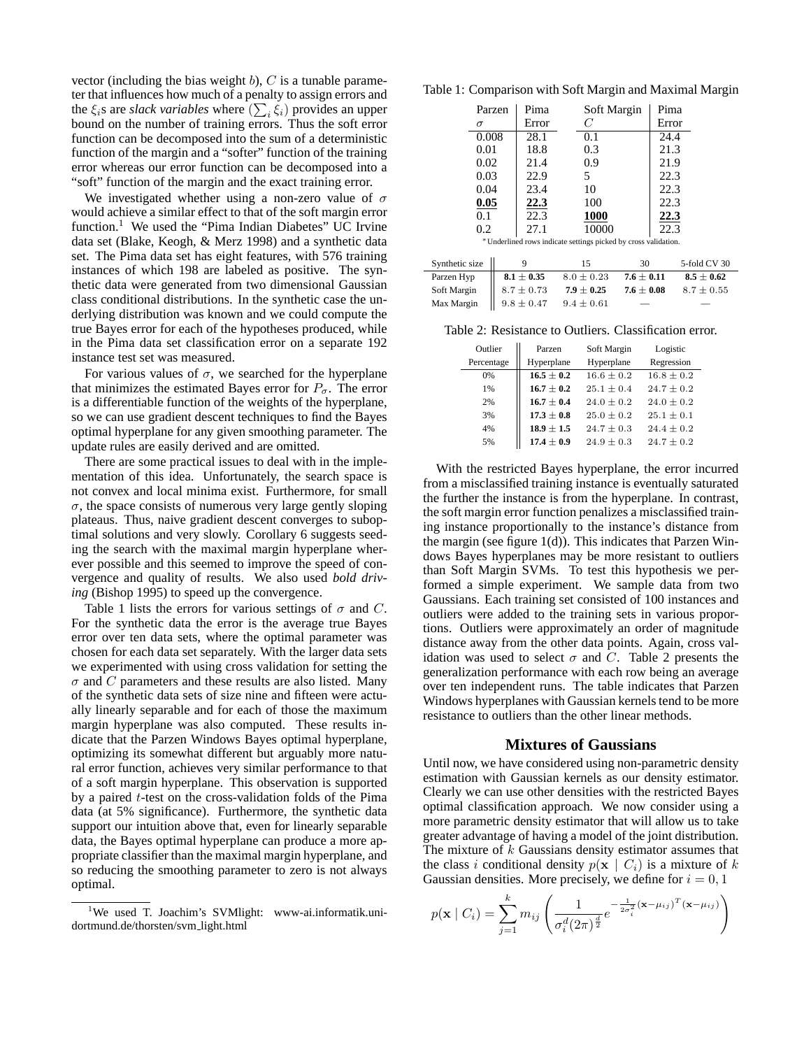vector (including the bias weight $b$), $C$ is a tunable parameter that influences how much of a penalty to assign errors and the $\xi_i$s are *slack variables* where $(\sum_i \xi_i)$ provides an upper bound on the number of training errors. Thus the soft error function can be decomposed into the sum of a deterministic function of the margin and a "softer" function of the training error whereas our error function can be decomposed into a "soft" function of the margin and the exact training error.

We investigated whether using a non-zero value of $\sigma$ would achieve a similar effect to that of the soft margin error function.[1] We used the "Pima Indian Diabetes" UC Irvine data set (Blake, Keogh, & Merz 1998) and a synthetic data set. The Pima data set has eight features, with 576 training instances of which 198 are labeled as positive. The synthetic data were generated from two dimensional Gaussian class conditional distributions. In the synthetic case the underlying distribution was known and we could compute the true Bayes error for each of the hypotheses produced, while in the Pima data set classification error on a separate 192 instance test set was measured.

For various values of $\sigma$, we searched for the hyperplane that minimizes the estimated Bayes error for $P_\sigma$. The error is a differentiable function of the weights of the hyperplane, so we can use gradient descent techniques to find the Bayes optimal hyperplane for any given smoothing parameter. The update rules are easily derived and are omitted.

There are some practical issues to deal with in the implementation of this idea. Unfortunately, the search space is not convex and local minima exist. Furthermore, for small $\sigma$, the space consists of numerous very large gently sloping plateaus. Thus, naive gradient descent converges to suboptimal solutions and very slowly. Corollary 6 suggests seeding the search with the maximal margin hyperplane wherever possible and this seemed to improve the speed of convergence and quality of results. We also used *bold driving* (Bishop 1995) to speed up the convergence.

Table 1 lists the errors for various settings of $\sigma$ and $C$. For the synthetic data the error is the average true Bayes error over ten data sets, where the optimal parameter was chosen for each data set separately. With the larger data sets we experimented with using cross validation for setting the $\sigma$ and $C$ parameters and these results are also listed. Many of the synthetic data sets of size nine and fifteen were actually linearly separable and for each of those the maximum margin hyperplane was also computed. These results indicate that the Parzen Windows Bayes optimal hyperplane, optimizing its somewhat different but arguably more natural error function, achieves very similar performance to that of a soft margin hyperplane. This observation is supported by a paired $t$-test on the cross-validation folds of the Pima data (at 5% significance). Furthermore, the synthetic data support our intuition above that, even for linearly separable data, the Bayes optimal hyperplane can produce a more appropriate classifier than the maximal margin hyperplane, and so reducing the smoothing parameter to zero is not always optimal.

[1] We used T. Joachim's SVMlight: www-ai.informatik.uni-dortmund.de/thorsten/svm_light.html

Table 1: Comparison with Soft Margin and Maximal Margin

| Parzen $\sigma$ | Pima Error | Soft Margin $C$ | Pima Error |
|---|---|---|---|
| 0.008 | 28.1 | 0.1 | 24.4 |
| 0.01 | 18.8 | 0.3 | 21.3 |
| 0.02 | 21.4 | 0.9 | 21.9 |
| 0.03 | 22.9 | 5 | 22.3 |
| 0.04 | 23.4 | 10 | 22.3 |
| **0.05** | **22.3** | 100 | 22.3 |
| 0.1 | 22.3 | **1000** | **22.3** |
| 0.2 | 27.1 | 10000 | 22.3 |

* Underlined rows indicate settings picked by cross validation.

| Synthetic size | 9 | 15 | 30 | 5-fold CV 30 |
|---|---|---|---|---|
| Parzen Hyp | **8.1 ± 0.35** | $8.0 \pm 0.23$ | **7.6 ± 0.11** | **8.5 ± 0.62** |
| Soft Margin | $8.7 \pm 0.73$ | **7.9 ± 0.25** | **7.6 ± 0.08** | $8.7 \pm 0.55$ |
| Max Margin | $9.8 \pm 0.47$ | $9.4 \pm 0.61$ | — | — |

Table 2: Resistance to Outliers. Classification error.

| Outlier Percentage | Parzen Hyperplane | Soft Margin Hyperplane | Logistic Regression |
|---|---|---|---|
| 0% | **16.5 ± 0.2** | $16.6 \pm 0.2$ | $16.8 \pm 0.2$ |
| 1% | **16.7 ± 0.2** | $25.1 \pm 0.4$ | $24.7 \pm 0.2$ |
| 2% | **16.7 ± 0.4** | $24.0 \pm 0.2$ | $24.0 \pm 0.2$ |
| 3% | **17.3 ± 0.8** | $25.0 \pm 0.2$ | $25.1 \pm 0.1$ |
| 4% | **18.9 ± 1.5** | $24.7 \pm 0.3$ | $24.4 \pm 0.2$ |
| 5% | **17.4 ± 0.9** | $24.9 \pm 0.3$ | $24.7 \pm 0.2$ |

With the restricted Bayes hyperplane, the error incurred from a misclassified training instance is eventually saturated the further the instance is from the hyperplane. In contrast, the soft margin error function penalizes a misclassified training instance proportionally to the instance's distance from the margin (see figure 1(d)). This indicates that Parzen Windows Bayes hyperplanes may be more resistant to outliers than Soft Margin SVMs. To test this hypothesis we performed a simple experiment. We sample data from two Gaussians. Each training set consisted of 100 instances and outliers were added to the training sets in various proportions. Outliers were approximately an order of magnitude distance away from the other data points. Again, cross validation was used to select $\sigma$ and $C$. Table 2 presents the generalization performance with each row being an average over ten independent runs. The table indicates that Parzen Windows hyperplanes with Gaussian kernels tend to be more resistance to outliers than the other linear methods.

## Mixtures of Gaussians

Until now, we have considered using non-parametric density estimation with Gaussian kernels as our density estimator. Clearly we can use other densities with the restricted Bayes optimal classification approach. We now consider using a more parametric density estimator that will allow us to take greater advantage of having a model of the joint distribution. The mixture of $k$ Gaussians density estimator assumes that the class $i$ conditional density $p(\mathbf{x} \mid C_i)$ is a mixture of $k$ Gaussian densities. More precisely, we define for $i = 0, 1$

$$p(\mathbf{x} \mid C_i) = \sum_{j=1}^{k} m_{ij} \left( \frac{1}{\sigma_i^d (2\pi)^{\frac{d}{2}}} e^{-\frac{1}{2\sigma_i^2}(\mathbf{x}-\mu_{ij})^T(\mathbf{x}-\mu_{ij})} \right)$$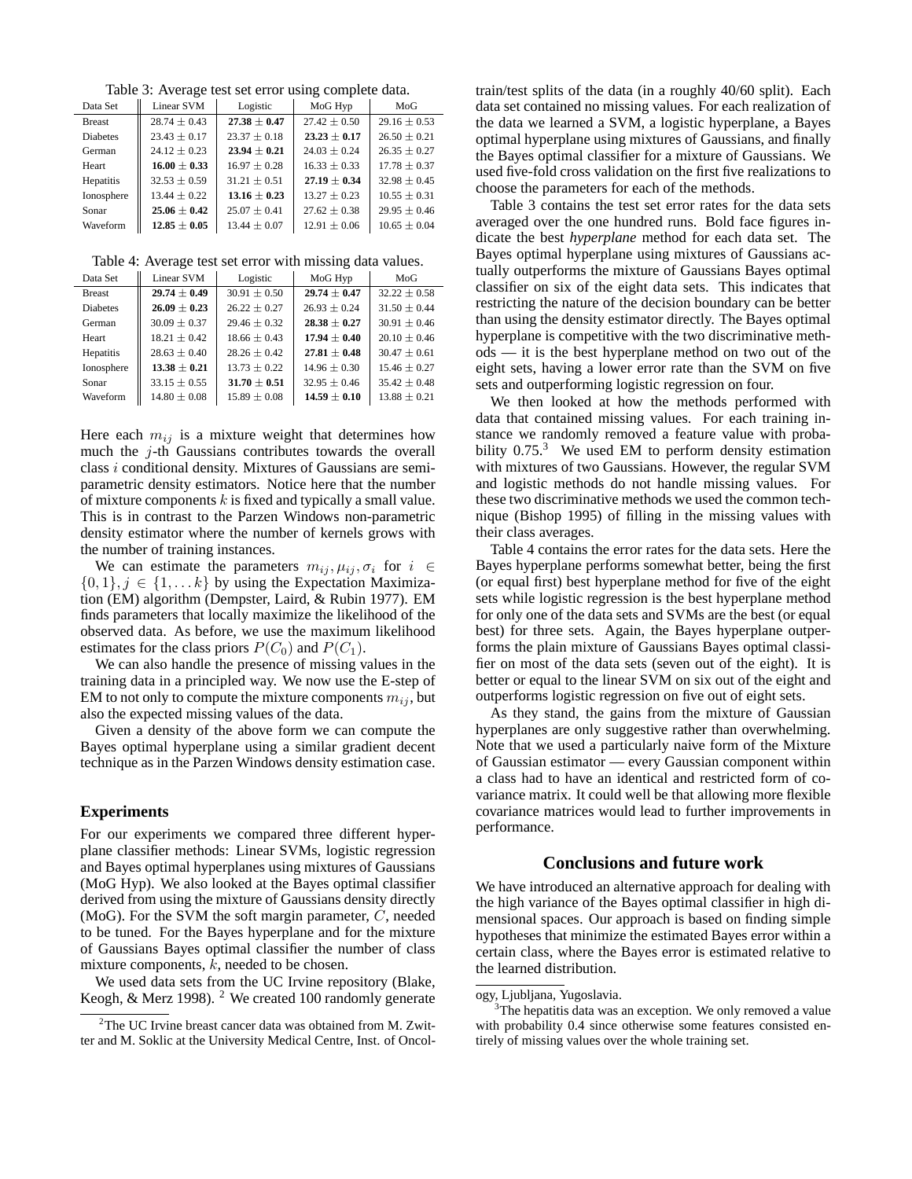Table 3: Average test set error using complete data.

| Data Set | Linear SVM | Logistic | MoG Hyp | MoG |
|---|---|---|---|---|
| Breast | $28.74 \pm 0.43$ | $\mathbf{27.38 \pm 0.47}$ | $27.42 \pm 0.50$ | $29.16 \pm 0.53$ |
| Diabetes | $23.43 \pm 0.17$ | $23.37 \pm 0.18$ | $\mathbf{23.23 \pm 0.17}$ | $26.50 \pm 0.21$ |
| German | $24.12 \pm 0.23$ | $\mathbf{23.94 \pm 0.21}$ | $24.03 \pm 0.24$ | $26.35 \pm 0.27$ |
| Heart | $\mathbf{16.00 \pm 0.33}$ | $16.97 \pm 0.28$ | $16.33 \pm 0.33$ | $17.78 \pm 0.37$ |
| Hepatitis | $32.53 \pm 0.59$ | $31.21 \pm 0.51$ | $\mathbf{27.19 \pm 0.34}$ | $32.98 \pm 0.45$ |
| Ionosphere | $13.44 \pm 0.22$ | $\mathbf{13.16 \pm 0.23}$ | $13.27 \pm 0.23$ | $10.55 \pm 0.31$ |
| Sonar | $\mathbf{25.06 \pm 0.42}$ | $25.07 \pm 0.41$ | $27.62 \pm 0.38$ | $29.95 \pm 0.46$ |
| Waveform | $\mathbf{12.85 \pm 0.05}$ | $13.44 \pm 0.07$ | $12.91 \pm 0.06$ | $10.65 \pm 0.04$ |

Table 4: Average test set error with missing data values.

| Data Set | Linear SVM | Logistic | MoG Hyp | MoG |
|---|---|---|---|---|
| Breast | $\mathbf{29.74 \pm 0.49}$ | $30.91 \pm 0.50$ | $\mathbf{29.74 \pm 0.47}$ | $32.22 \pm 0.58$ |
| Diabetes | $\mathbf{26.09 \pm 0.23}$ | $26.22 \pm 0.27$ | $26.93 \pm 0.24$ | $31.50 \pm 0.44$ |
| German | $30.09 \pm 0.37$ | $29.46 \pm 0.32$ | $\mathbf{28.38 \pm 0.27}$ | $30.91 \pm 0.46$ |
| Heart | $18.21 \pm 0.42$ | $18.66 \pm 0.43$ | $\mathbf{17.94 \pm 0.40}$ | $20.10 \pm 0.46$ |
| Hepatitis | $28.63 \pm 0.40$ | $28.26 \pm 0.42$ | $\mathbf{27.81 \pm 0.48}$ | $30.47 \pm 0.61$ |
| Ionosphere | $\mathbf{13.38 \pm 0.21}$ | $13.73 \pm 0.22$ | $14.96 \pm 0.30$ | $15.46 \pm 0.27$ |
| Sonar | $33.15 \pm 0.55$ | $\mathbf{31.70 \pm 0.51}$ | $32.95 \pm 0.46$ | $35.42 \pm 0.48$ |
| Waveform | $14.80 \pm 0.08$ | $15.89 \pm 0.08$ | $\mathbf{14.59 \pm 0.10}$ | $13.88 \pm 0.21$ |

Here each $m_{ij}$ is a mixture weight that determines how much the $j$-th Gaussians contributes towards the overall class $i$ conditional density. Mixtures of Gaussians are semi-parametric density estimators. Notice here that the number of mixture components $k$ is fixed and typically a small value. This is in contrast to the Parzen Windows non-parametric density estimator where the number of kernels grows with the number of training instances.

We can estimate the parameters $m_{ij}, \mu_{ij}, \sigma_i$ for $i \in \{0, 1\}, j \in \{1, \ldots k\}$ by using the Expectation Maximization (EM) algorithm (Dempster, Laird, & Rubin 1977). EM finds parameters that locally maximize the likelihood of the observed data. As before, we use the maximum likelihood estimates for the class priors $P(C_0)$ and $P(C_1)$.

We can also handle the presence of missing values in the training data in a principled way. We now use the E-step of EM to not only to compute the mixture components $m_{ij}$, but also the expected missing values of the data.

Given a density of the above form we can compute the Bayes optimal hyperplane using a similar gradient decent technique as in the Parzen Windows density estimation case.

## Experiments

For our experiments we compared three different hyperplane classifier methods: Linear SVMs, logistic regression and Bayes optimal hyperplanes using mixtures of Gaussians (MoG Hyp). We also looked at the Bayes optimal classifier derived from using the mixture of Gaussians density directly (MoG). For the SVM the soft margin parameter, $C$, needed to be tuned. For the Bayes hyperplane and for the mixture of Gaussians Bayes optimal classifier the number of class mixture components, $k$, needed to be chosen.

We used data sets from the UC Irvine repository (Blake, Keogh, & Merz 1998). [2] We created 100 randomly generate train/test splits of the data (in a roughly 40/60 split). Each data set contained no missing values. For each realization of the data we learned a SVM, a logistic hyperplane, a Bayes optimal hyperplane using mixtures of Gaussians, and finally the Bayes optimal classifier for a mixture of Gaussians. We used five-fold cross validation on the first five realizations to choose the parameters for each of the methods.

Table 3 contains the test set error rates for the data sets averaged over the one hundred runs. Bold face figures indicate the best *hyperplane* method for each data set. The Bayes optimal hyperplane using mixtures of Gaussians actually outperforms the mixture of Gaussians Bayes optimal classifier on six of the eight data sets. This indicates that restricting the nature of the decision boundary can be better than using the density estimator directly. The Bayes optimal hyperplane is competitive with the two discriminative methods — it is the best hyperplane method on two out of the eight sets, having a lower error rate than the SVM on five sets and outperforming logistic regression on four.

We then looked at how the methods performed with data that contained missing values. For each training instance we randomly removed a feature value with probability 0.75.[3] We used EM to perform density estimation with mixtures of two Gaussians. However, the regular SVM and logistic methods do not handle missing values. For these two discriminative methods we used the common technique (Bishop 1995) of filling in the missing values with their class averages.

Table 4 contains the error rates for the data sets. Here the Bayes hyperplane performs somewhat better, being the first (or equal first) best hyperplane method for five of the eight sets while logistic regression is the best hyperplane method for only one of the data sets and SVMs are the best (or equal best) for three sets. Again, the Bayes hyperplane outperforms the plain mixture of Gaussians Bayes optimal classifier on most of the data sets (seven out of the eight). It is better or equal to the linear SVM on six out of the eight and outperforms logistic regression on five out of eight sets.

As they stand, the gains from the mixture of Gaussian hyperplanes are only suggestive rather than overwhelming. Note that we used a particularly naive form of the Mixture of Gaussian estimator — every Gaussian component within a class had to have an identical and restricted form of covariance matrix. It could well be that allowing more flexible covariance matrices would lead to further improvements in performance.

## Conclusions and future work

We have introduced an alternative approach for dealing with the high variance of the Bayes optimal classifier in high dimensional spaces. Our approach is based on finding simple hypotheses that minimize the estimated Bayes error within a certain class, where the Bayes error is estimated relative to the learned distribution.

[2] The UC Irvine breast cancer data was obtained from M. Zwitter and M. Soklic at the University Medical Centre, Inst. of Oncology, Ljubljana, Yugoslavia.

[3] The hepatitis data was an exception. We only removed a value with probability 0.4 since otherwise some features consisted entirely of missing values over the whole training set.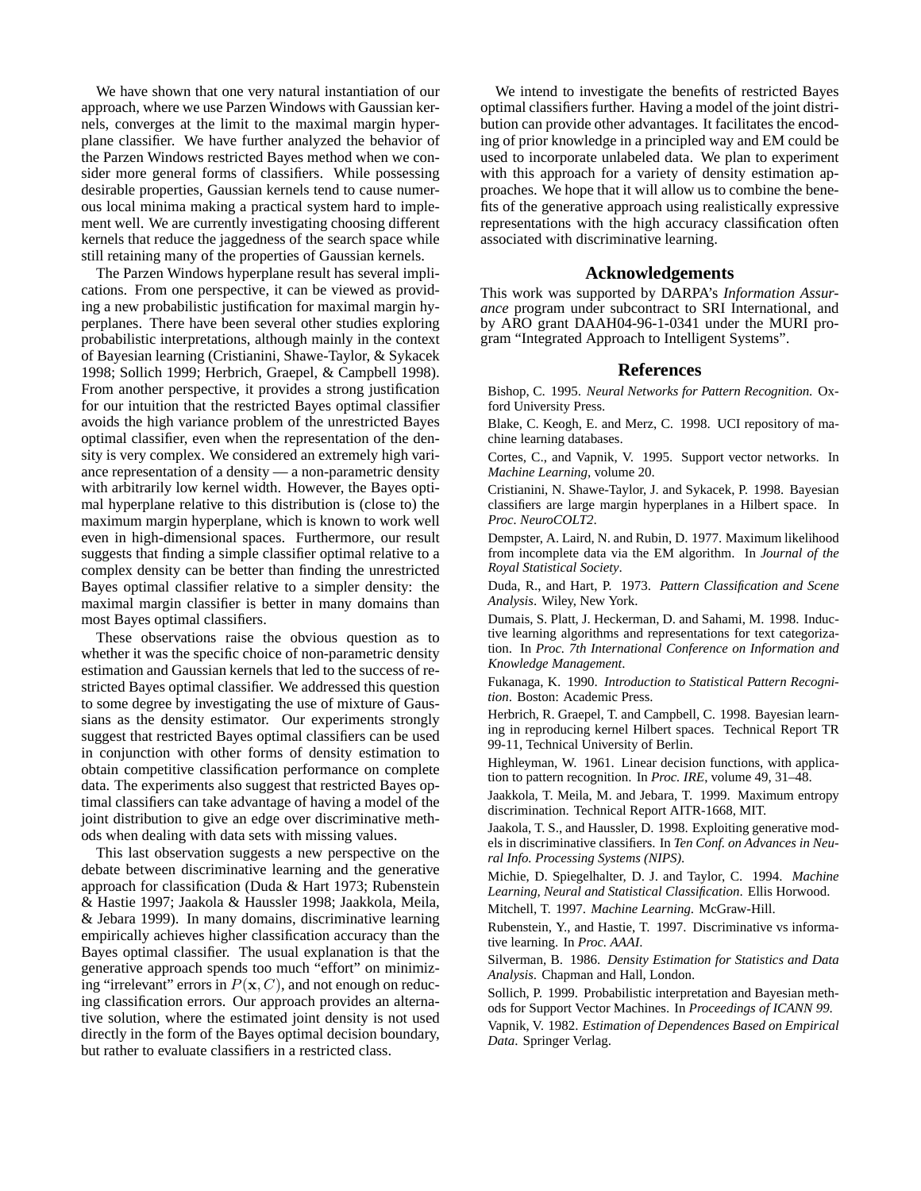We have shown that one very natural instantiation of our approach, where we use Parzen Windows with Gaussian kernels, converges at the limit to the maximal margin hyperplane classifier. We have further analyzed the behavior of the Parzen Windows restricted Bayes method when we consider more general forms of classifiers. While possessing desirable properties, Gaussian kernels tend to cause numerous local minima making a practical system hard to implement well. We are currently investigating choosing different kernels that reduce the jaggedness of the search space while still retaining many of the properties of Gaussian kernels.

The Parzen Windows hyperplane result has several implications. From one perspective, it can be viewed as providing a new probabilistic justification for maximal margin hyperplanes. There have been several other studies exploring probabilistic interpretations, although mainly in the context of Bayesian learning (Cristianini, Shawe-Taylor, & Sykacek 1998; Sollich 1999; Herbrich, Graepel, & Campbell 1998). From another perspective, it provides a strong justification for our intuition that the restricted Bayes optimal classifier avoids the high variance problem of the unrestricted Bayes optimal classifier, even when the representation of the density is very complex. We considered an extremely high variance representation of a density — a non-parametric density with arbitrarily low kernel width. However, the Bayes optimal hyperplane relative to this distribution is (close to) the maximum margin hyperplane, which is known to work well even in high-dimensional spaces. Furthermore, our result suggests that finding a simple classifier optimal relative to a complex density can be better than finding the unrestricted Bayes optimal classifier relative to a simpler density: the maximal margin classifier is better in many domains than most Bayes optimal classifiers.

These observations raise the obvious question as to whether it was the specific choice of non-parametric density estimation and Gaussian kernels that led to the success of restricted Bayes optimal classifier. We addressed this question to some degree by investigating the use of mixture of Gaussians as the density estimator. Our experiments strongly suggest that restricted Bayes optimal classifiers can be used in conjunction with other forms of density estimation to obtain competitive classification performance on complete data. The experiments also suggest that restricted Bayes optimal classifiers can take advantage of having a model of the joint distribution to give an edge over discriminative methods when dealing with data sets with missing values.

This last observation suggests a new perspective on the debate between discriminative learning and the generative approach for classification (Duda & Hart 1973; Rubenstein & Hastie 1997; Jaakola & Haussler 1998; Jaakkola, Meila, & Jebara 1999). In many domains, discriminative learning empirically achieves higher classification accuracy than the Bayes optimal classifier. The usual explanation is that the generative approach spends too much "effort" on minimizing "irrelevant" errors in $P(\mathbf{x}, C)$, and not enough on reducing classification errors. Our approach provides an alternative solution, where the estimated joint density is not used directly in the form of the Bayes optimal decision boundary, but rather to evaluate classifiers in a restricted class.

We intend to investigate the benefits of restricted Bayes optimal classifiers further. Having a model of the joint distribution can provide other advantages. It facilitates the encoding of prior knowledge in a principled way and EM could be used to incorporate unlabeled data. We plan to experiment with this approach for a variety of density estimation approaches. We hope that it will allow us to combine the benefits of the generative approach using realistically expressive representations with the high accuracy classification often associated with discriminative learning.

## Acknowledgements

This work was supported by DARPA's *Information Assurance* program under subcontract to SRI International, and by ARO grant DAAH04-96-1-0341 under the MURI program "Integrated Approach to Intelligent Systems".

## References

Bishop, C. 1995. *Neural Networks for Pattern Recognition*. Oxford University Press.

Blake, C. Keogh, E. and Merz, C. 1998. UCI repository of machine learning databases.

Cortes, C., and Vapnik, V. 1995. Support vector networks. In *Machine Learning*, volume 20.

Cristianini, N. Shawe-Taylor, J. and Sykacek, P. 1998. Bayesian classifiers are large margin hyperplanes in a Hilbert space. In *Proc. NeuroCOLT2*.

Dempster, A. Laird, N. and Rubin, D. 1977. Maximum likelihood from incomplete data via the EM algorithm. In *Journal of the Royal Statistical Society*.

Duda, R., and Hart, P. 1973. *Pattern Classification and Scene Analysis*. Wiley, New York.

Dumais, S. Platt, J. Heckerman, D. and Sahami, M. 1998. Inductive learning algorithms and representations for text categorization. In *Proc. 7th International Conference on Information and Knowledge Management*.

Fukanaga, K. 1990. *Introduction to Statistical Pattern Recognition*. Boston: Academic Press.

Herbrich, R. Graepel, T. and Campbell, C. 1998. Bayesian learning in reproducing kernel Hilbert spaces. Technical Report TR 99-11, Technical University of Berlin.

Highleyman, W. 1961. Linear decision functions, with application to pattern recognition. In *Proc. IRE*, volume 49, 31–48.

Jaakkola, T. Meila, M. and Jebara, T. 1999. Maximum entropy discrimination. Technical Report AITR-1668, MIT.

Jaakola, T. S., and Haussler, D. 1998. Exploiting generative models in discriminative classifiers. In *Ten Conf. on Advances in Neural Info. Processing Systems (NIPS)*.

Michie, D. Spiegelhalter, D. J. and Taylor, C. 1994. *Machine Learning, Neural and Statistical Classification*. Ellis Horwood.

Mitchell, T. 1997. *Machine Learning*. McGraw-Hill.

Rubenstein, Y., and Hastie, T. 1997. Discriminative vs informative learning. In *Proc. AAAI*.

Silverman, B. 1986. *Density Estimation for Statistics and Data Analysis*. Chapman and Hall, London.

Sollich, P. 1999. Probabilistic interpretation and Bayesian methods for Support Vector Machines. In *Proceedings of ICANN 99*.

Vapnik, V. 1982. *Estimation of Dependences Based on Empirical Data*. Springer Verlag.